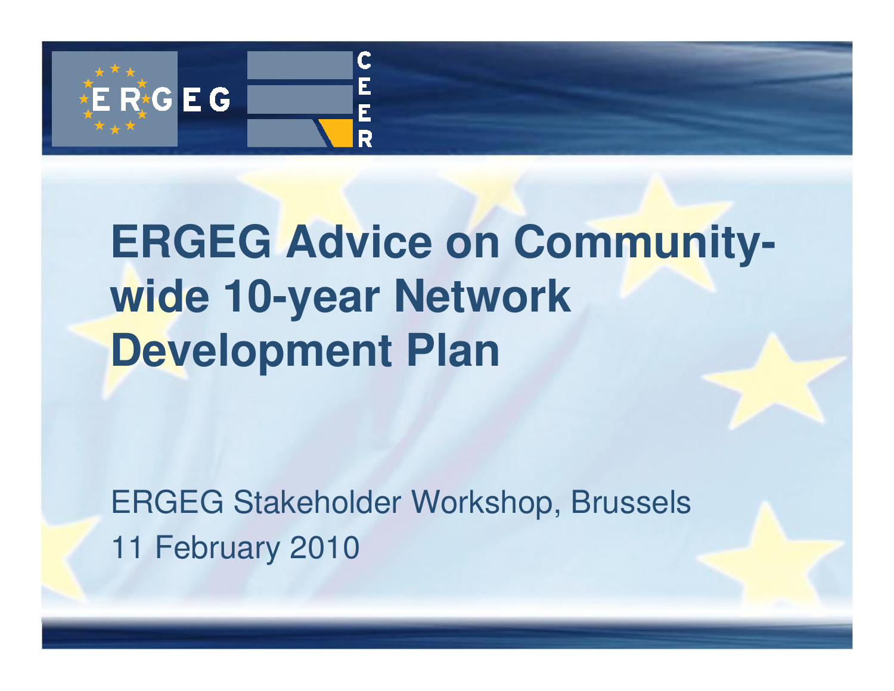# ERGEG Advice on Community-wide 10-year Network Development Plan

ERGEG Stakeholder Workshop, Brussels

11 February 2010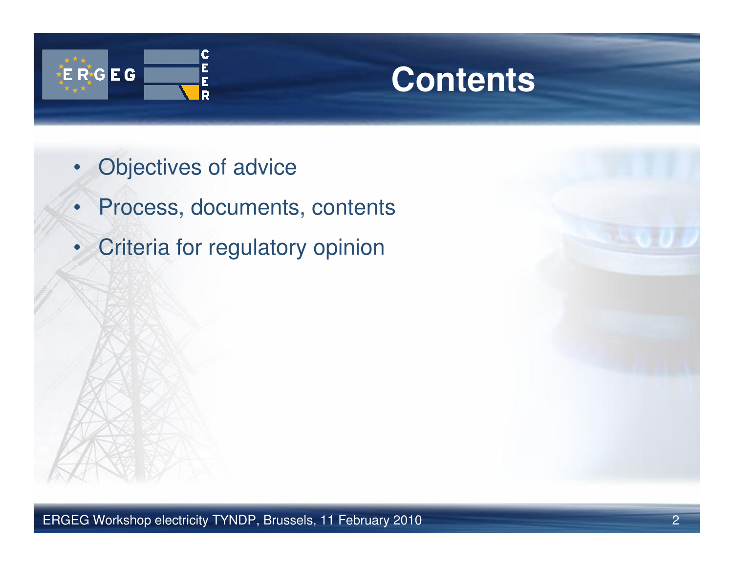# Contents

- Objectives of advice
- Process, documents, contents
- Criteria for regulatory opinion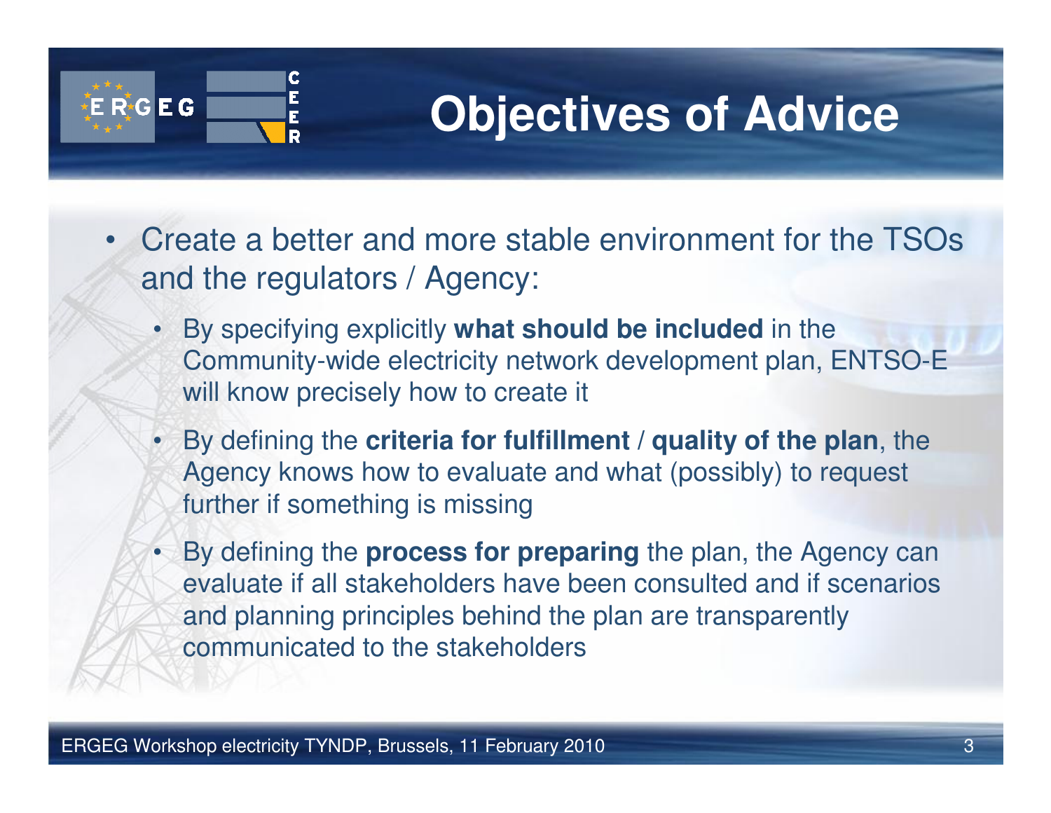# Objectives of Advice

- Create a better and more stable environment for the TSOs and the regulators / Agency:
  - By specifying explicitly **what should be included** in the Community-wide electricity network development plan, ENTSO-E will know precisely how to create it
  - By defining the **criteria for fulfillment** / **quality of the plan**, the Agency knows how to evaluate and what (possibly) to request further if something is missing
  - By defining the **process for preparing** the plan, the Agency can evaluate if all stakeholders have been consulted and if scenarios and planning principles behind the plan are transparently communicated to the stakeholders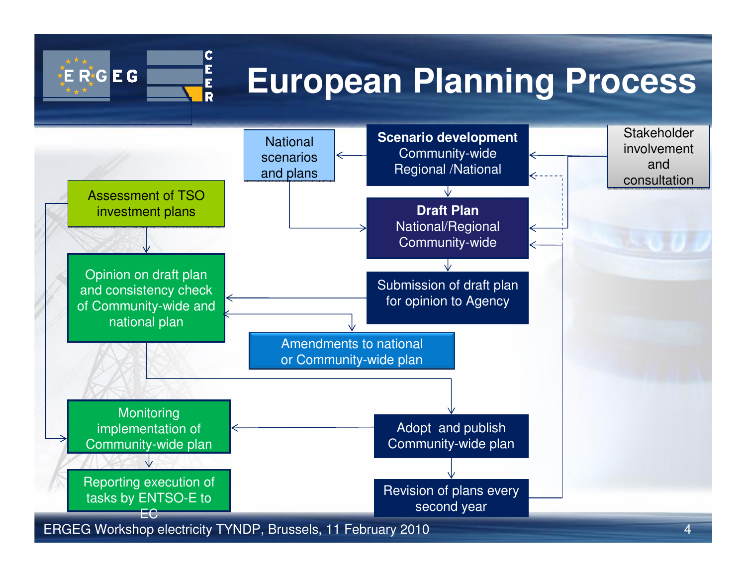# European Planning Process

- National scenarios and plans
- **Scenario development**
  Community-wide
  Regional /National
- Stakeholder involvement and consultation
- Assessment of TSO investment plans
- **Draft Plan**
  National/Regional
  Community-wide
- Opinion on draft plan and consistency check of Community-wide and national plan
- Submission of draft plan for opinion to Agency
- Amendments to national or Community-wide plan
- Monitoring implementation of Community-wide plan
- Adopt and publish Community-wide plan
- Reporting execution of tasks by ENTSO-E to EC
- Revision of plans every second year

ERGEG Workshop electricity TYNDP, Brussels, 11 February 2010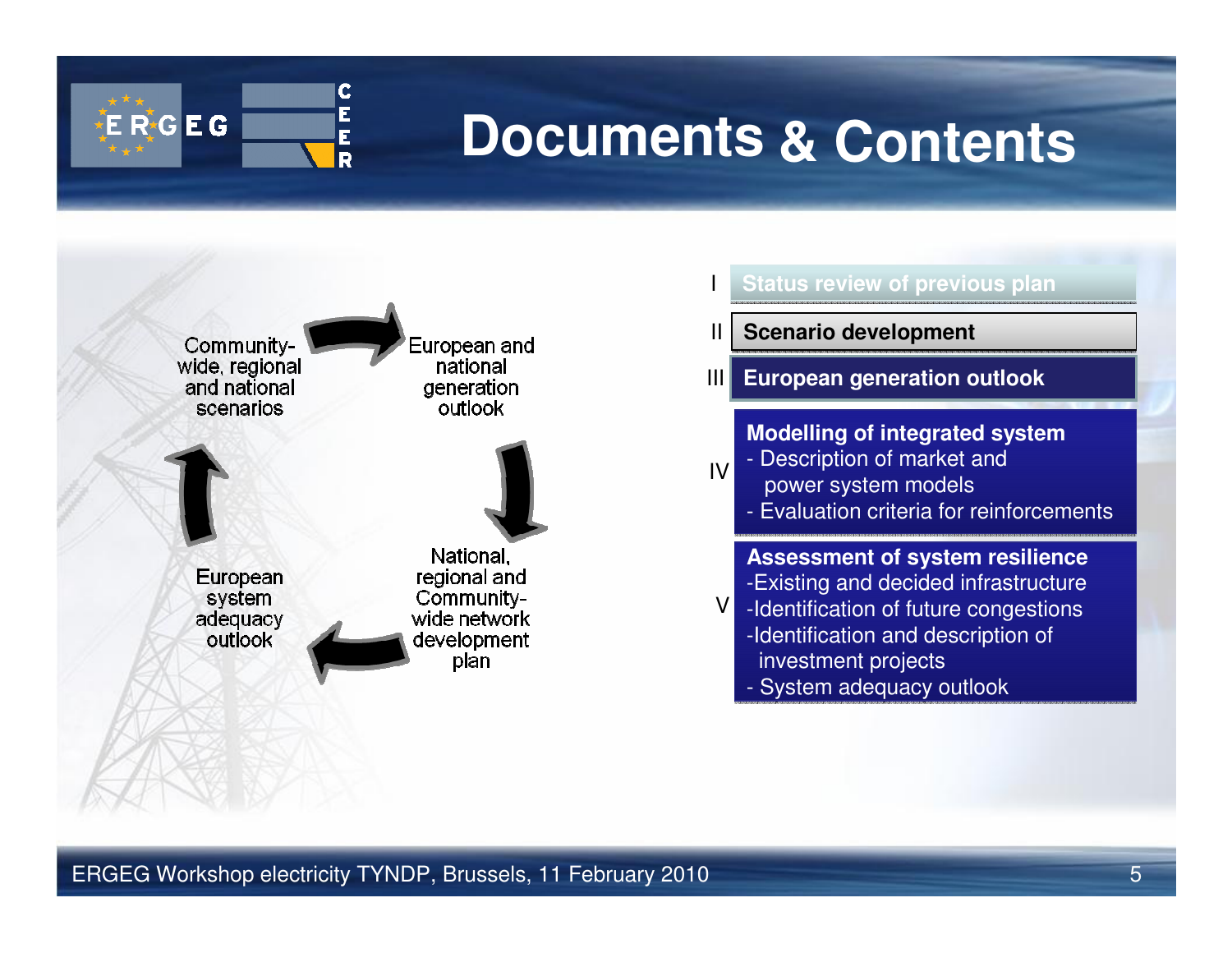# Documents & Contents

- Community-wide, regional and national scenarios
- European and national generation outlook
- National, regional and Community-wide network development plan
- European system adequacy outlook

I. Status review of previous plan

II. Scenario development

III. European generation outlook

IV. **Modelling of integrated system**
- Description of market and power system models
- Evaluation criteria for reinforcements

V. **Assessment of system resilience**
- Existing and decided infrastructure
- Identification of future congestions
- Identification and description of investment projects
- System adequacy outlook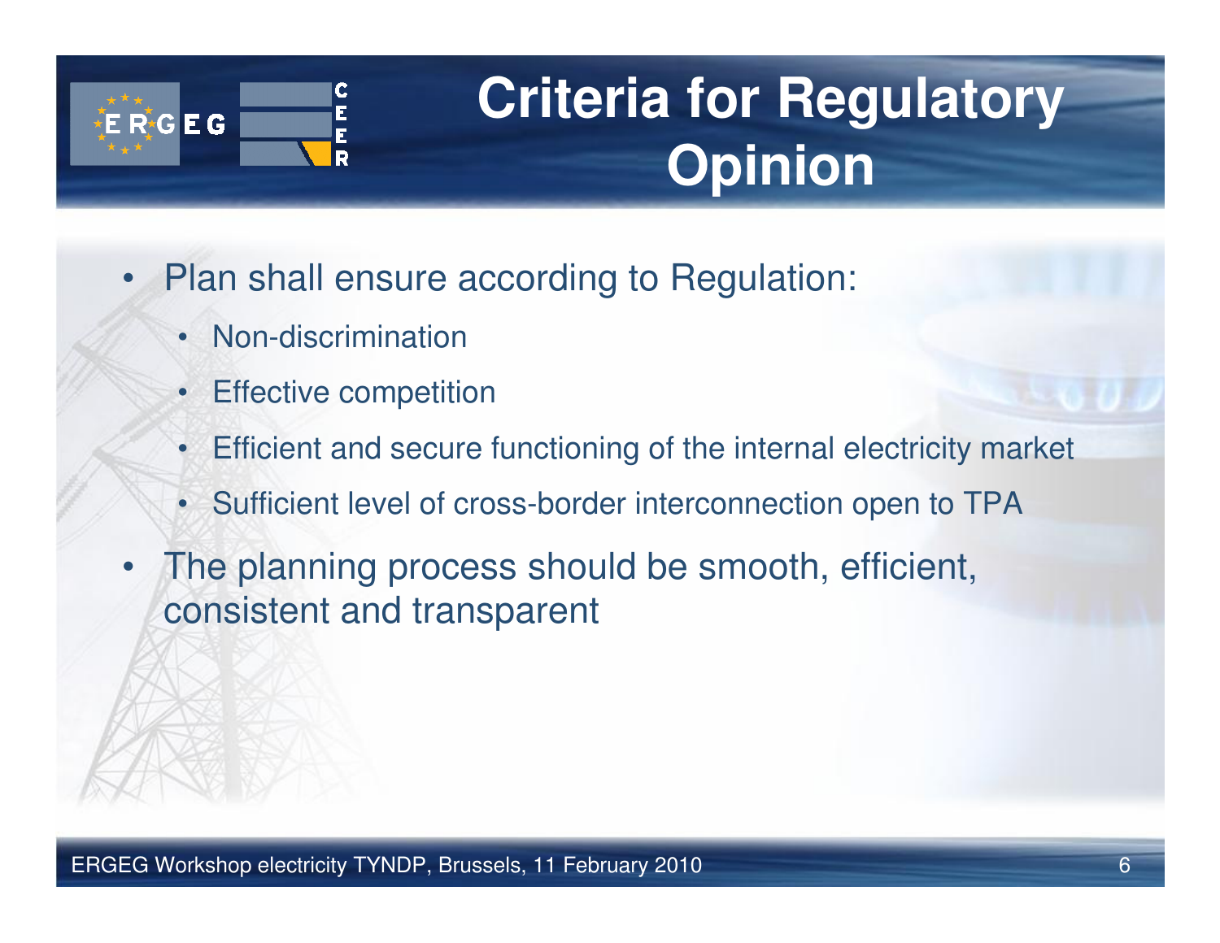# Criteria for Regulatory Opinion

- Plan shall ensure according to Regulation:
  - Non-discrimination
  - Effective competition
  - Efficient and secure functioning of the internal electricity market
  - Sufficient level of cross-border interconnection open to TPA
- The planning process should be smooth, efficient, consistent and transparent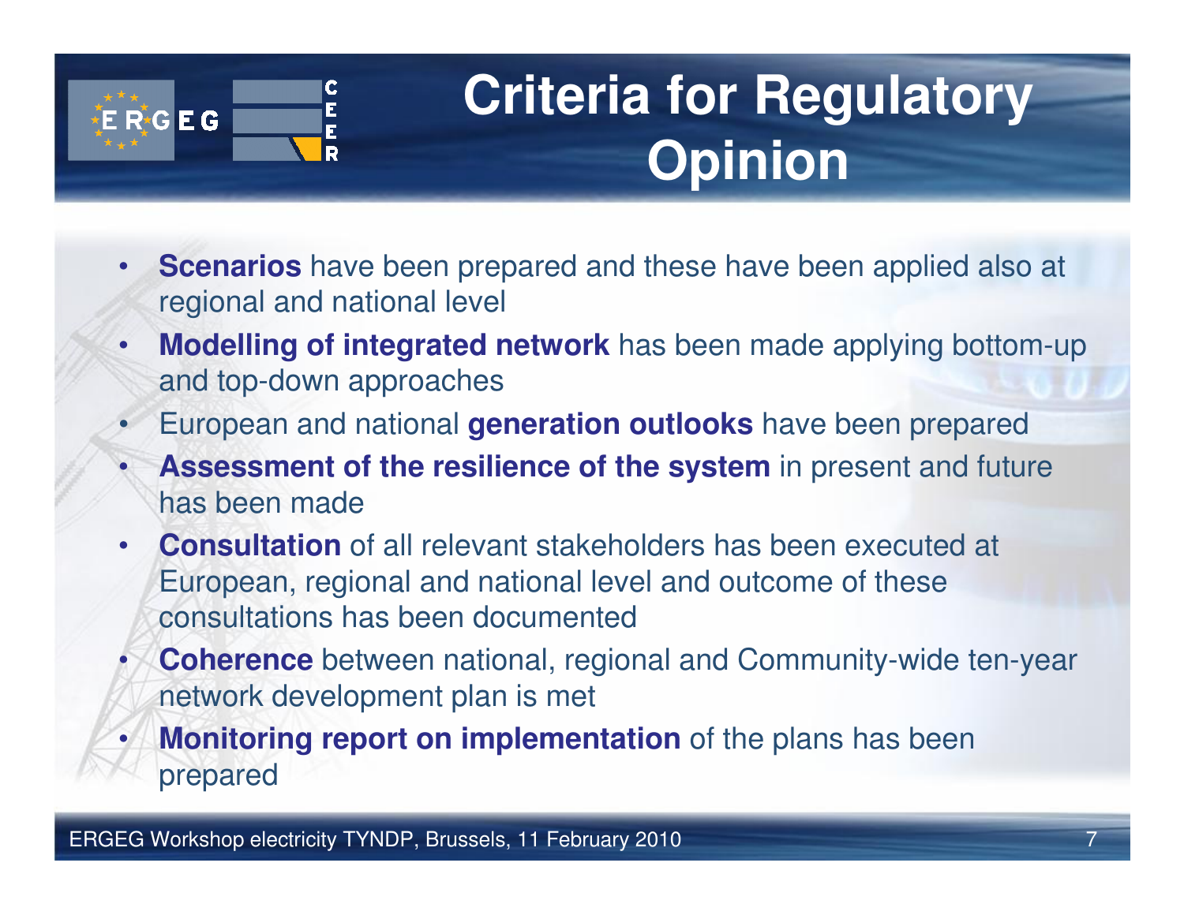# Criteria for Regulatory Opinion

- **Scenarios** have been prepared and these have been applied also at regional and national level
- **Modelling of integrated network** has been made applying bottom-up and top-down approaches
- European and national **generation outlooks** have been prepared
- **Assessment of the resilience of the system** in present and future has been made
- **Consultation** of all relevant stakeholders has been executed at European, regional and national level and outcome of these consultations has been documented
- **Coherence** between national, regional and Community-wide ten-year network development plan is met
- **Monitoring report on implementation** of the plans has been prepared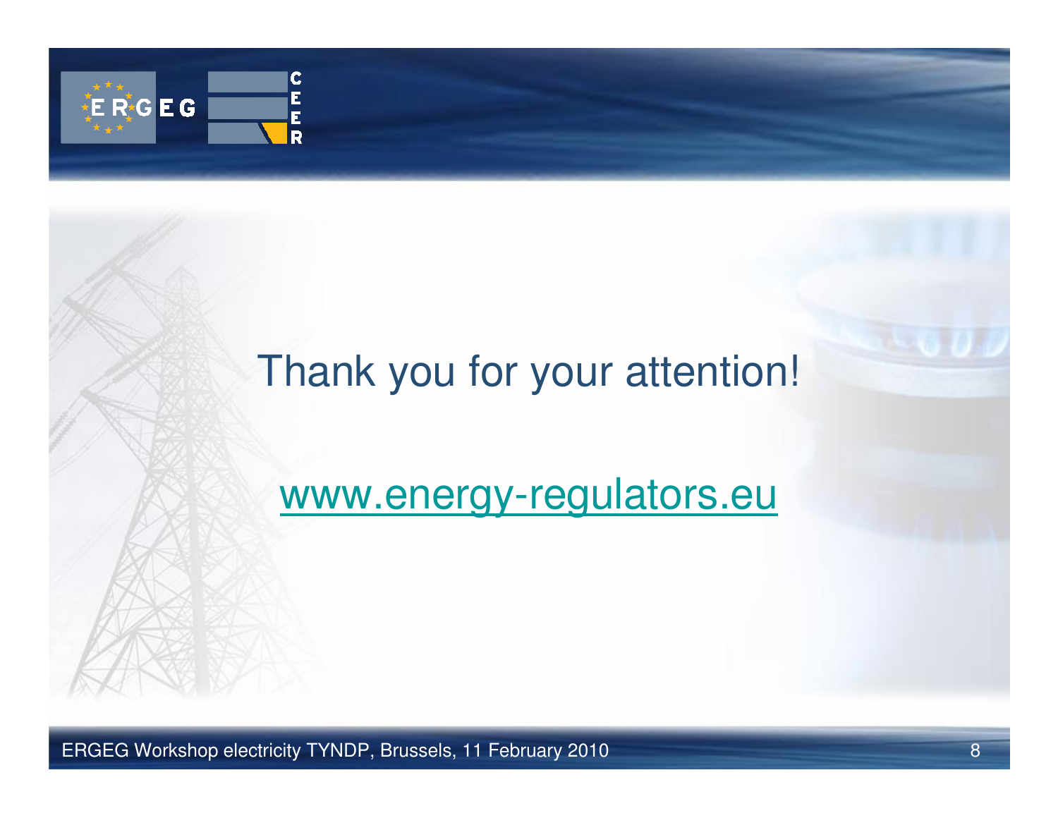Thank you for your attention!

[www.energy-regulators.eu](http://www.energy-regulators.eu)